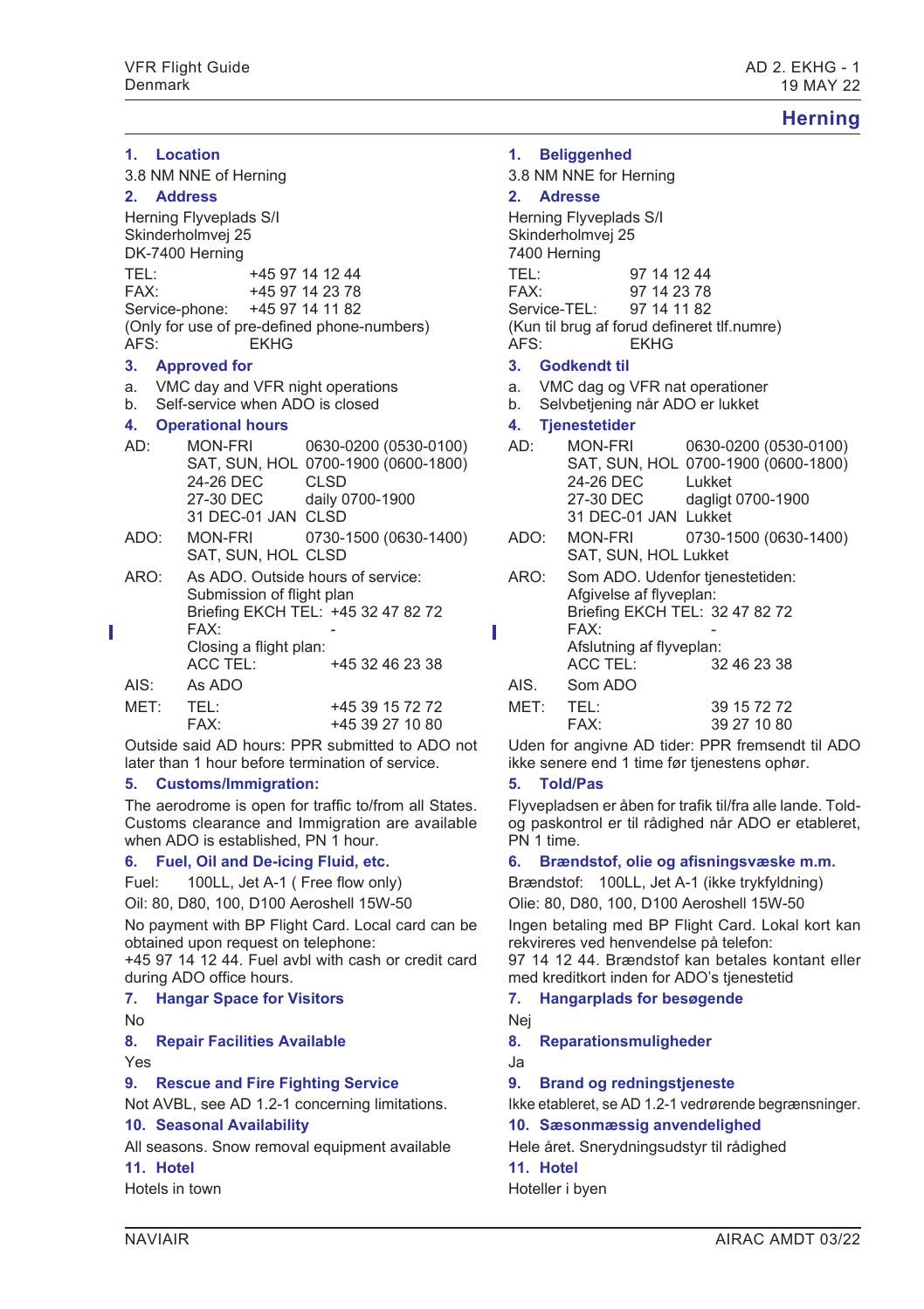# Herning

## 1. Location

3.8 NM NNE of Herning

## 2. Address

Herning Flyveplads S/I
Skinderholmvej 25
DK-7400 Herning

| | |
|---|---|
| TEL: | +45 97 14 12 44 |
| FAX: | +45 97 14 23 78 |
| Service-phone: | +45 97 14 11 82 |

(Only for use of pre-defined phone-numbers)
AFS: EKHG

## 3. Approved for

a. VMC day and VFR night operations
b. Self-service when ADO is closed

## 4. Operational hours

| | | |
|---|---|---|
| AD: | MON-FRI | 0630-0200 (0530-0100) |
| | SAT, SUN, HOL | 0700-1900 (0600-1800) |
| | 24-26 DEC | CLSD |
| | 27-30 DEC | daily 0700-1900 |
| | 31 DEC-01 JAN | CLSD |
| ADO: | MON-FRI | 0730-1500 (0630-1400) |
| | SAT, SUN, HOL | CLSD |

ARO: As ADO. Outside hours of service:
Submission of flight plan
Briefing EKCH TEL: +45 32 47 82 72
FAX: -
Closing a flight plan:
ACC TEL: +45 32 46 23 38

AIS: As ADO

MET: TEL: +45 39 15 72 72
FAX: +45 39 27 10 80

Outside said AD hours: PPR submitted to ADO not later than 1 hour before termination of service.

## 5. Customs/Immigration:

The aerodrome is open for traffic to/from all States. Customs clearance and Immigration are available when ADO is established, PN 1 hour.

## 6. Fuel, Oil and De-icing Fluid, etc.

Fuel: 100LL, Jet A-1 ( Free flow only)

Oil: 80, D80, 100, D100 Aeroshell 15W-50

No payment with BP Flight Card. Local card can be obtained upon request on telephone: +45 97 14 12 44. Fuel avbl with cash or credit card during ADO office hours.

## 7. Hangar Space for Visitors

No

## 8. Repair Facilities Available

Yes

## 9. Rescue and Fire Fighting Service

Not AVBL, see AD 1.2-1 concerning limitations.

## 10. Seasonal Availability

All seasons. Snow removal equipment available

## 11. Hotel

Hotels in town

## 1. Beliggenhed

3.8 NM NNE for Herning

## 2. Adresse

Herning Flyveplads S/I
Skinderholmvej 25
7400 Herning

| | |
|---|---|
| TEL: | 97 14 12 44 |
| FAX: | 97 14 23 78 |
| Service-TEL: | 97 14 11 82 |

(Kun til brug af forud defineret tlf.numre)
AFS: EKHG

## 3. Godkendt til

a. VMC dag og VFR nat operationer
b. Selvbetjening når ADO er lukket

## 4. Tjenestetider

| | | |
|---|---|---|
| AD: | MON-FRI | 0630-0200 (0530-0100) |
| | SAT, SUN, HOL | 0700-1900 (0600-1800) |
| | 24-26 DEC | Lukket |
| | 27-30 DEC | dagligt 0700-1900 |
| | 31 DEC-01 JAN | Lukket |
| ADO: | MON-FRI | 0730-1500 (0630-1400) |
| | SAT, SUN, HOL | Lukket |

ARO: Som ADO. Udenfor tjenestetiden:
Afgivelse af flyveplan:
Briefing EKCH TEL: 32 47 82 72
FAX: -
Afslutning af flyveplan:
ACC TEL: 32 46 23 38

AIS. Som ADO

MET: TEL: 39 15 72 72
FAX: 39 27 10 80

Uden for angivne AD tider: PPR fremsendt til ADO ikke senere end 1 time før tjenestens ophør.

## 5. Told/Pas

Flyvepladsen er åben for trafik til/fra alle lande. Told- og paskontrol er til rådighed når ADO er etableret, PN 1 time.

## 6. Brændstof, olie og afisningsvæske m.m.

Brændstof: 100LL, Jet A-1 (ikke trykfyldning)

Olie: 80, D80, 100, D100 Aeroshell 15W-50

Ingen betaling med BP Flight Card. Lokal kort kan rekvireres ved henvendelse på telefon: 97 14 12 44. Brændstof kan betales kontant eller med kreditkort inden for ADO's tjenestetid

## 7. Hangarplads for besøgende

Nej

## 8. Reparationsmuligheder

Ja

## 9. Brand og redningstjeneste

Ikke etableret, se AD 1.2-1 vedrørende begrænsninger.

## 10. Sæsonmæssig anvendelighed

Hele året. Snerydningsudstyr til rådighed

## 11. Hotel

Hoteller i byen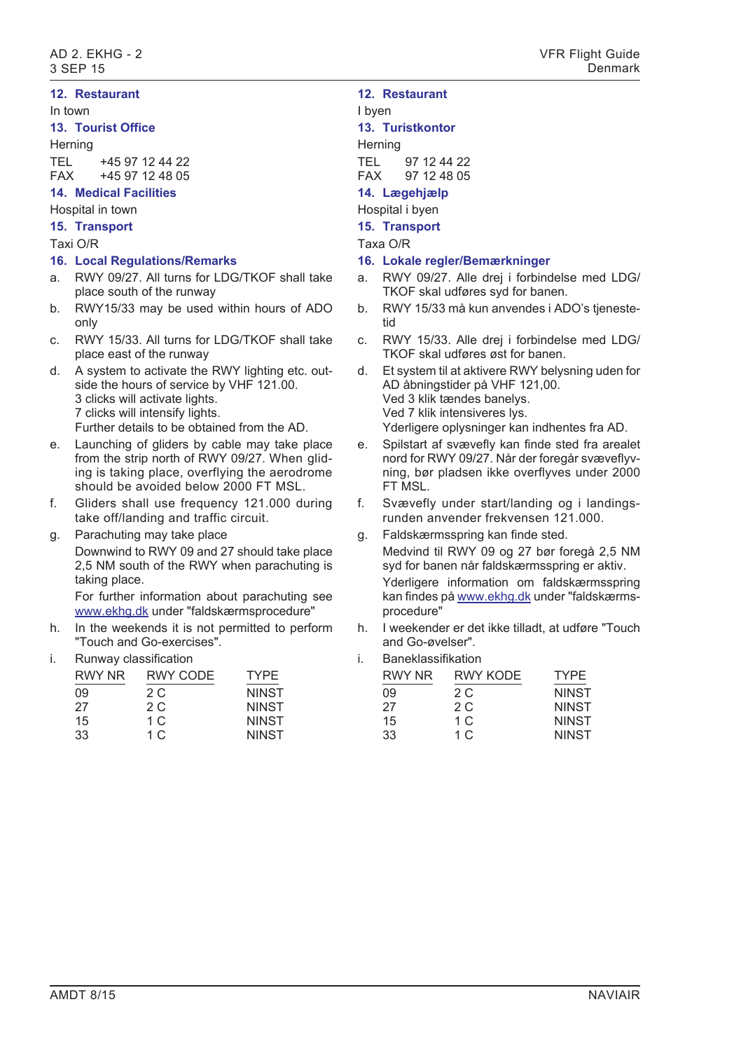## 12. Restaurant

In town

## 13. Tourist Office

Herning

TEL +45 97 12 44 22
FAX +45 97 12 48 05

## 14. Medical Facilities

Hospital in town

## 15. Transport

Taxi O/R

## 16. Local Regulations/Remarks

a. RWY 09/27. All turns for LDG/TKOF shall take place south of the runway

b. RWY15/33 may be used within hours of ADO only

c. RWY 15/33. All turns for LDG/TKOF shall take place east of the runway

d. A system to activate the RWY lighting etc. outside the hours of service by VHF 121.00.
3 clicks will activate lights.
7 clicks will intensify lights.
Further details to be obtained from the AD.

e. Launching of gliders by cable may take place from the strip north of RWY 09/27. When gliding is taking place, overflying the aerodrome should be avoided below 2000 FT MSL.

f. Gliders shall use frequency 121.000 during take off/landing and traffic circuit.

g. Parachuting may take place
Downwind to RWY 09 and 27 should take place 2,5 NM south of the RWY when parachuting is taking place.
For further information about parachuting see www.ekhg.dk under "faldskærmsprocedure"

h. In the weekends it is not permitted to perform "Touch and Go-exercises".

i. Runway classification

| RWY NR | RWY CODE | TYPE |
|---|---|---|
| 09 | 2 C | NINST |
| 27 | 2 C | NINST |
| 15 | 1 C | NINST |
| 33 | 1 C | NINST |

## 12. Restaurant

I byen

## 13. Turistkontor

Herning

TEL 97 12 44 22
FAX 97 12 48 05

## 14. Lægehjælp

Hospital i byen

## 15. Transport

Taxa O/R

## 16. Lokale regler/Bemærkninger

a. RWY 09/27. Alle drej i forbindelse med LDG/TKOF skal udføres syd for banen.

b. RWY 15/33 må kun anvendes i ADO's tjenestetid

c. RWY 15/33. Alle drej i forbindelse med LDG/TKOF skal udføres øst for banen.

d. Et system til at aktivere RWY belysning uden for AD åbningstider på VHF 121,00.
Ved 3 klik tændes banelys.
Ved 7 klik intensiveres lys.
Yderligere oplysninger kan indhentes fra AD.

e. Spilstart af svævefly kan finde sted fra arealet nord for RWY 09/27. Når der foregår svæveflyvning, bør pladsen ikke overflyves under 2000 FT MSL.

f. Svævefly under start/landing og i landingsrunden anvender frekvensen 121.000.

g. Faldskærmsspring kan finde sted.
Medvind til RWY 09 og 27 bør foregå 2,5 NM syd for banen når faldskærmsspring er aktiv.
Yderligere information om faldskærmsspring kan findes på www.ekhg.dk under "faldskærmsprocedure"

h. I weekender er det ikke tilladt, at udføre "Touch and Go-øvelser".

i. Baneklassifikation

| RWY NR | RWY KODE | TYPE |
|---|---|---|
| 09 | 2 C | NINST |
| 27 | 2 C | NINST |
| 15 | 1 C | NINST |
| 33 | 1 C | NINST |